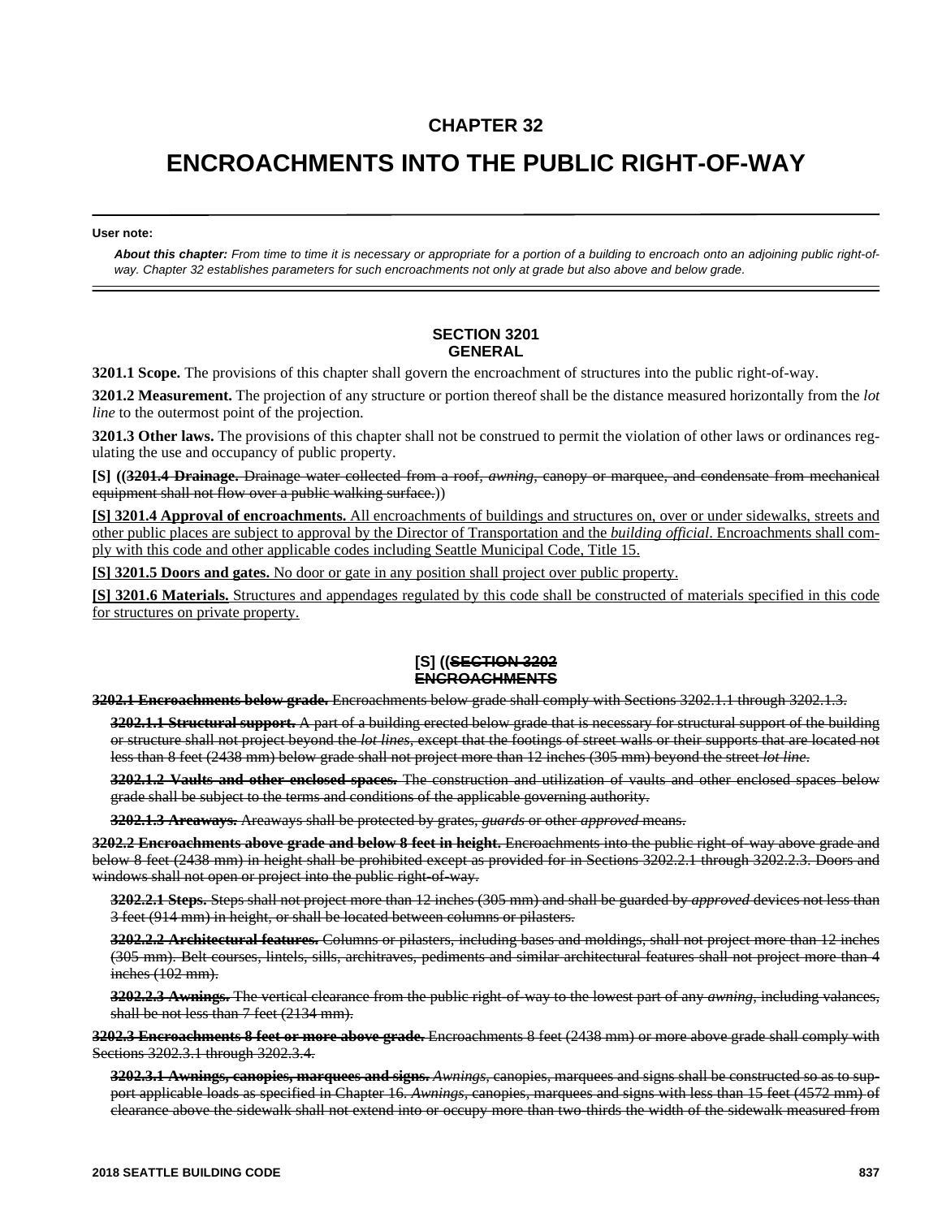# CHAPTER 32

# ENCROACHMENTS INTO THE PUBLIC RIGHT-OF-WAY

**User note:**

***About this chapter:*** *From time to time it is necessary or appropriate for a portion of a building to encroach onto an adjoining public right-of-way. Chapter 32 establishes parameters for such encroachments not only at grade but also above and below grade.*

## SECTION 3201
## GENERAL

**3201.1 Scope.** The provisions of this chapter shall govern the encroachment of structures into the public right-of-way.

**3201.2 Measurement.** The projection of any structure or portion thereof shall be the distance measured horizontally from the *lot line* to the outermost point of the projection.

**3201.3 Other laws.** The provisions of this chapter shall not be construed to permit the violation of other laws or ordinances regulating the use and occupancy of public property.

**[S] ((~~3201.4 Drainage.~~** ~~Drainage water collected from a roof, *awning*, canopy or marquee, and condensate from mechanical equipment shall not flow over a public walking surface.~~))

<u>**[S] 3201.4 Approval of encroachments.** All encroachments of buildings and structures on, over or under sidewalks, streets and other public places are subject to approval by the Director of Transportation and the *building official*. Encroachments shall comply with this code and other applicable codes including Seattle Municipal Code, Title 15.</u>

<u>**[S] 3201.5 Doors and gates.** No door or gate in any position shall project over public property.</u>

<u>**[S] 3201.6 Materials.** Structures and appendages regulated by this code shall be constructed of materials specified in this code for structures on private property.</u>

## [S] ((~~SECTION 3202~~
## ~~ENCROACHMENTS~~

~~**3202.1 Encroachments below grade.** Encroachments below grade shall comply with Sections 3202.1.1 through 3202.1.3.~~

~~**3202.1.1 Structural support.** A part of a building erected below grade that is necessary for structural support of the building or structure shall not project beyond the *lot lines*, except that the footings of street walls or their supports that are located not less than 8 feet (2438 mm) below grade shall not project more than 12 inches (305 mm) beyond the street *lot line*.~~

~~**3202.1.2 Vaults and other enclosed spaces.** The construction and utilization of vaults and other enclosed spaces below grade shall be subject to the terms and conditions of the applicable governing authority.~~

~~**3202.1.3 Areaways.** Areaways shall be protected by grates, *guards* or other *approved* means.~~

~~**3202.2 Encroachments above grade and below 8 feet in height.** Encroachments into the public right-of-way above grade and below 8 feet (2438 mm) in height shall be prohibited except as provided for in Sections 3202.2.1 through 3202.2.3. Doors and windows shall not open or project into the public right-of-way.~~

~~**3202.2.1 Steps.** Steps shall not project more than 12 inches (305 mm) and shall be guarded by *approved* devices not less than 3 feet (914 mm) in height, or shall be located between columns or pilasters.~~

~~**3202.2.2 Architectural features.** Columns or pilasters, including bases and moldings, shall not project more than 12 inches (305 mm). Belt courses, lintels, sills, architraves, pediments and similar architectural features shall not project more than 4 inches (102 mm).~~

~~**3202.2.3 Awnings.** The vertical clearance from the public right-of-way to the lowest part of any *awning*, including valances, shall be not less than 7 feet (2134 mm).~~

~~**3202.3 Encroachments 8 feet or more above grade.** Encroachments 8 feet (2438 mm) or more above grade shall comply with Sections 3202.3.1 through 3202.3.4.~~

~~**3202.3.1 Awnings, canopies, marquees and signs.** *Awnings*, canopies, marquees and signs shall be constructed so as to support applicable loads as specified in Chapter 16. *Awnings*, canopies, marquees and signs with less than 15 feet (4572 mm) of clearance above the sidewalk shall not extend into or occupy more than two-thirds the width of the sidewalk measured from~~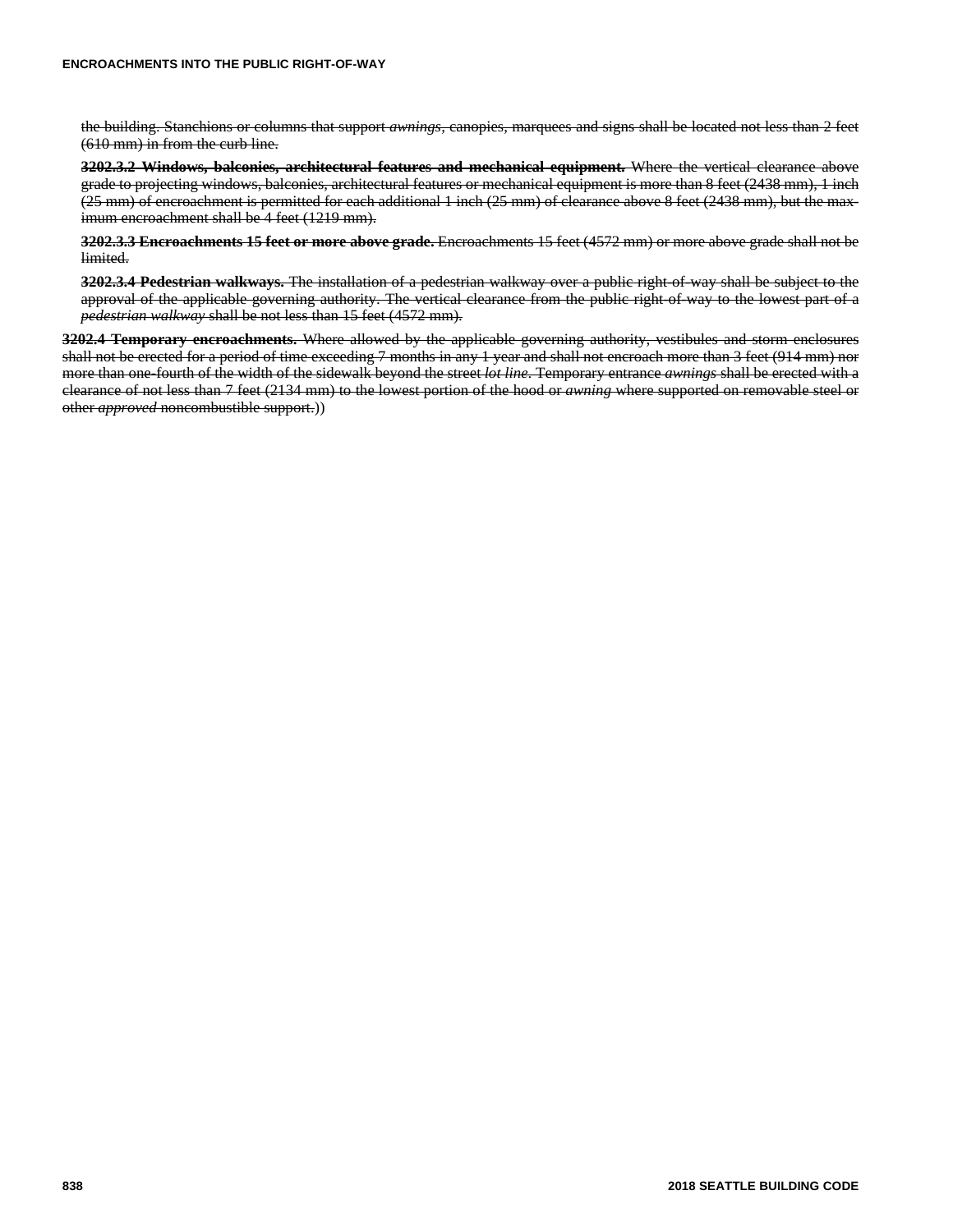~~the building. Stanchions or columns that support *awnings*, canopies, marquees and signs shall be located not less than 2 feet (610 mm) in from the curb line.~~

~~**3202.3.2 Windows, balconies, architectural features and mechanical equipment.** Where the vertical clearance above grade to projecting windows, balconies, architectural features or mechanical equipment is more than 8 feet (2438 mm), 1 inch (25 mm) of encroachment is permitted for each additional 1 inch (25 mm) of clearance above 8 feet (2438 mm), but the maximum encroachment shall be 4 feet (1219 mm).~~

~~**3202.3.3 Encroachments 15 feet or more above grade.** Encroachments 15 feet (4572 mm) or more above grade shall not be limited.~~

~~**3202.3.4 Pedestrian walkways.** The installation of a pedestrian walkway over a public right-of-way shall be subject to the approval of the applicable governing authority. The vertical clearance from the public right-of-way to the lowest part of a *pedestrian walkway* shall be not less than 15 feet (4572 mm).~~

~~**3202.4 Temporary encroachments.** Where allowed by the applicable governing authority, vestibules and storm enclosures shall not be erected for a period of time exceeding 7 months in any 1 year and shall not encroach more than 3 feet (914 mm) nor more than one-fourth of the width of the sidewalk beyond the street *lot line*. Temporary entrance *awnings* shall be erected with a clearance of not less than 7 feet (2134 mm) to the lowest portion of the hood or *awning* where supported on removable steel or other *approved* noncombustible support.~~))